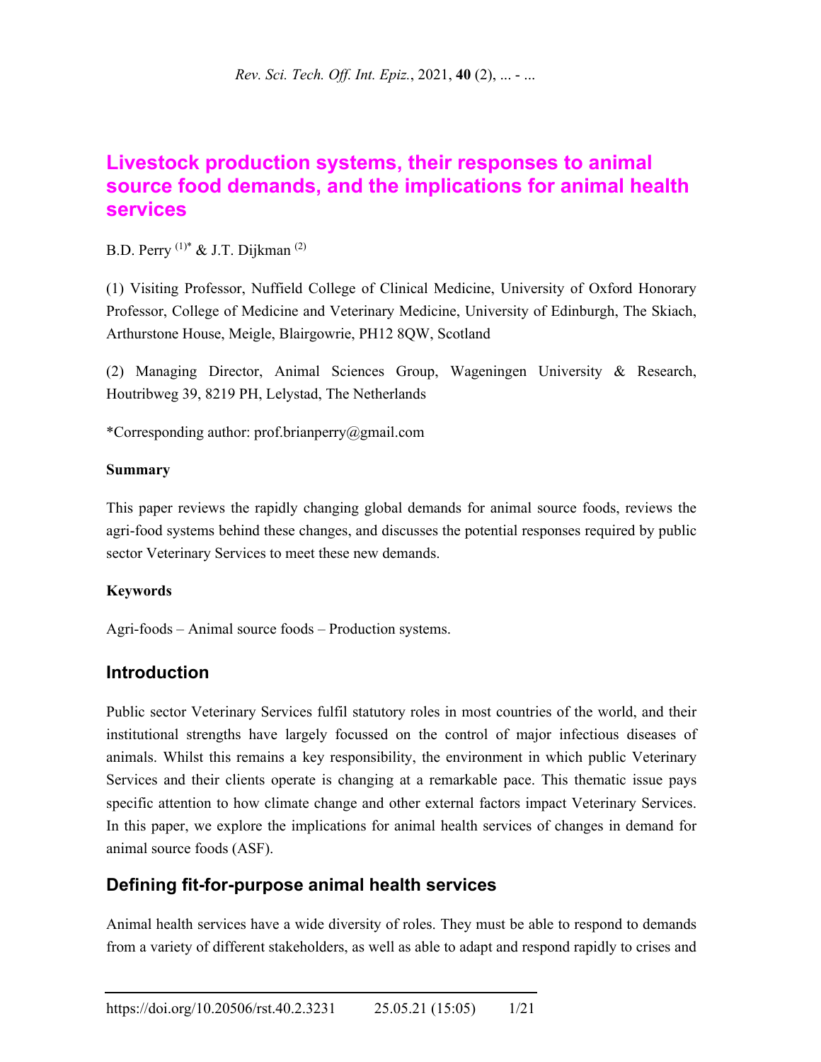# Livestock production systems, their responses to animal source food demands, and the implications for animal health services

B.D. Perry [(1)*] & J.T. Dijkman [(2)]

(1) Visiting Professor, Nuffield College of Clinical Medicine, University of Oxford Honorary Professor, College of Medicine and Veterinary Medicine, University of Edinburgh, The Skiach, Arthurstone House, Meigle, Blairgowrie, PH12 8QW, Scotland

(2) Managing Director, Animal Sciences Group, Wageningen University & Research, Houtribweg 39, 8219 PH, Lelystad, The Netherlands

*Corresponding author: prof.brianperry@gmail.com

**Summary**

This paper reviews the rapidly changing global demands for animal source foods, reviews the agri-food systems behind these changes, and discusses the potential responses required by public sector Veterinary Services to meet these new demands.

**Keywords**

Agri-foods – Animal source foods – Production systems.

## Introduction

Public sector Veterinary Services fulfil statutory roles in most countries of the world, and their institutional strengths have largely focussed on the control of major infectious diseases of animals. Whilst this remains a key responsibility, the environment in which public Veterinary Services and their clients operate is changing at a remarkable pace. This thematic issue pays specific attention to how climate change and other external factors impact Veterinary Services. In this paper, we explore the implications for animal health services of changes in demand for animal source foods (ASF).

## Defining fit-for-purpose animal health services

Animal health services have a wide diversity of roles. They must be able to respond to demands from a variety of different stakeholders, as well as able to adapt and respond rapidly to crises and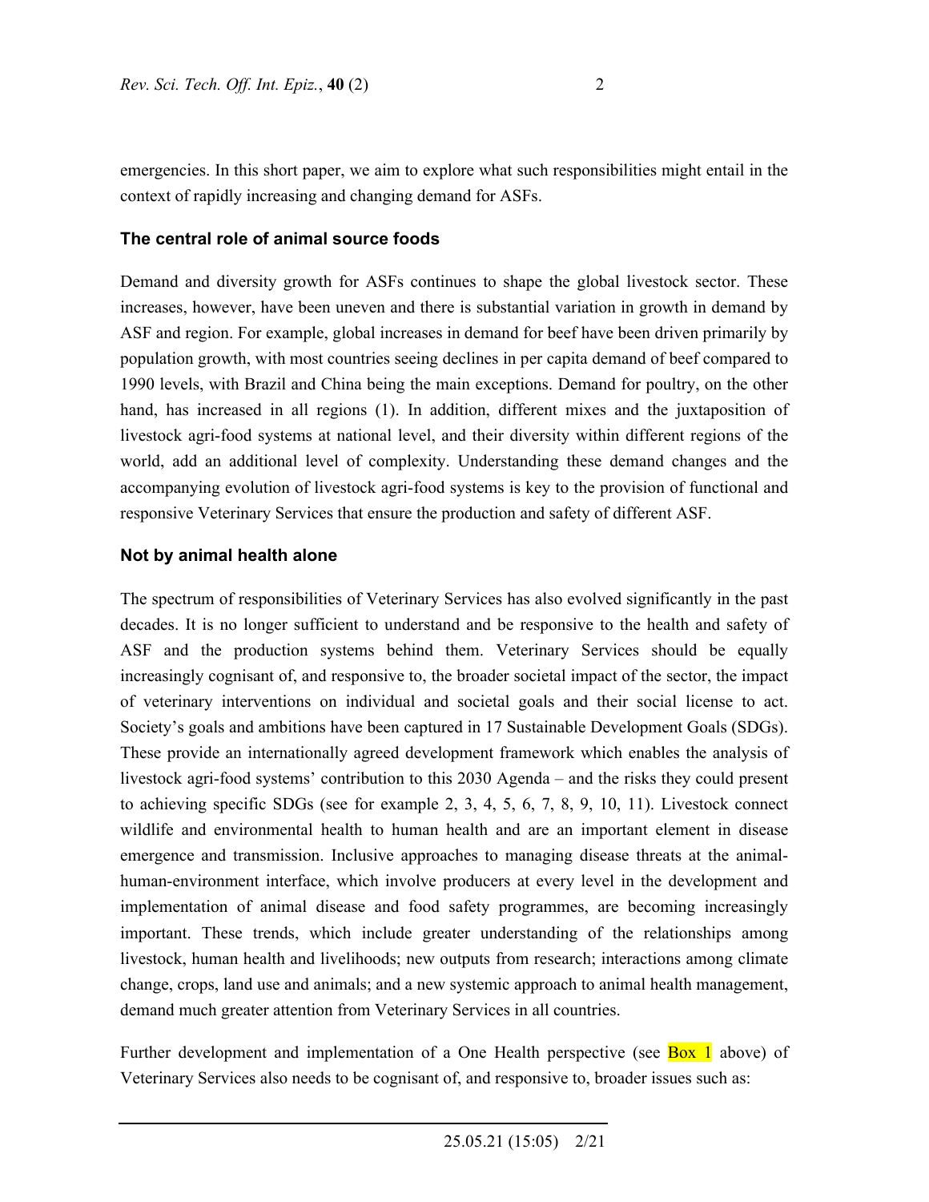emergencies. In this short paper, we aim to explore what such responsibilities might entail in the context of rapidly increasing and changing demand for ASFs.

## The central role of animal source foods

Demand and diversity growth for ASFs continues to shape the global livestock sector. These increases, however, have been uneven and there is substantial variation in growth in demand by ASF and region. For example, global increases in demand for beef have been driven primarily by population growth, with most countries seeing declines in per capita demand of beef compared to 1990 levels, with Brazil and China being the main exceptions. Demand for poultry, on the other hand, has increased in all regions (1). In addition, different mixes and the juxtaposition of livestock agri-food systems at national level, and their diversity within different regions of the world, add an additional level of complexity. Understanding these demand changes and the accompanying evolution of livestock agri-food systems is key to the provision of functional and responsive Veterinary Services that ensure the production and safety of different ASF.

## Not by animal health alone

The spectrum of responsibilities of Veterinary Services has also evolved significantly in the past decades. It is no longer sufficient to understand and be responsive to the health and safety of ASF and the production systems behind them. Veterinary Services should be equally increasingly cognisant of, and responsive to, the broader societal impact of the sector, the impact of veterinary interventions on individual and societal goals and their social license to act. Society's goals and ambitions have been captured in 17 Sustainable Development Goals (SDGs). These provide an internationally agreed development framework which enables the analysis of livestock agri-food systems' contribution to this 2030 Agenda – and the risks they could present to achieving specific SDGs (see for example 2, 3, 4, 5, 6, 7, 8, 9, 10, 11). Livestock connect wildlife and environmental health to human health and are an important element in disease emergence and transmission. Inclusive approaches to managing disease threats at the animal-human-environment interface, which involve producers at every level in the development and implementation of animal disease and food safety programmes, are becoming increasingly important. These trends, which include greater understanding of the relationships among livestock, human health and livelihoods; new outputs from research; interactions among climate change, crops, land use and animals; and a new systemic approach to animal health management, demand much greater attention from Veterinary Services in all countries.

Further development and implementation of a One Health perspective (see Box 1 above) of Veterinary Services also needs to be cognisant of, and responsive to, broader issues such as: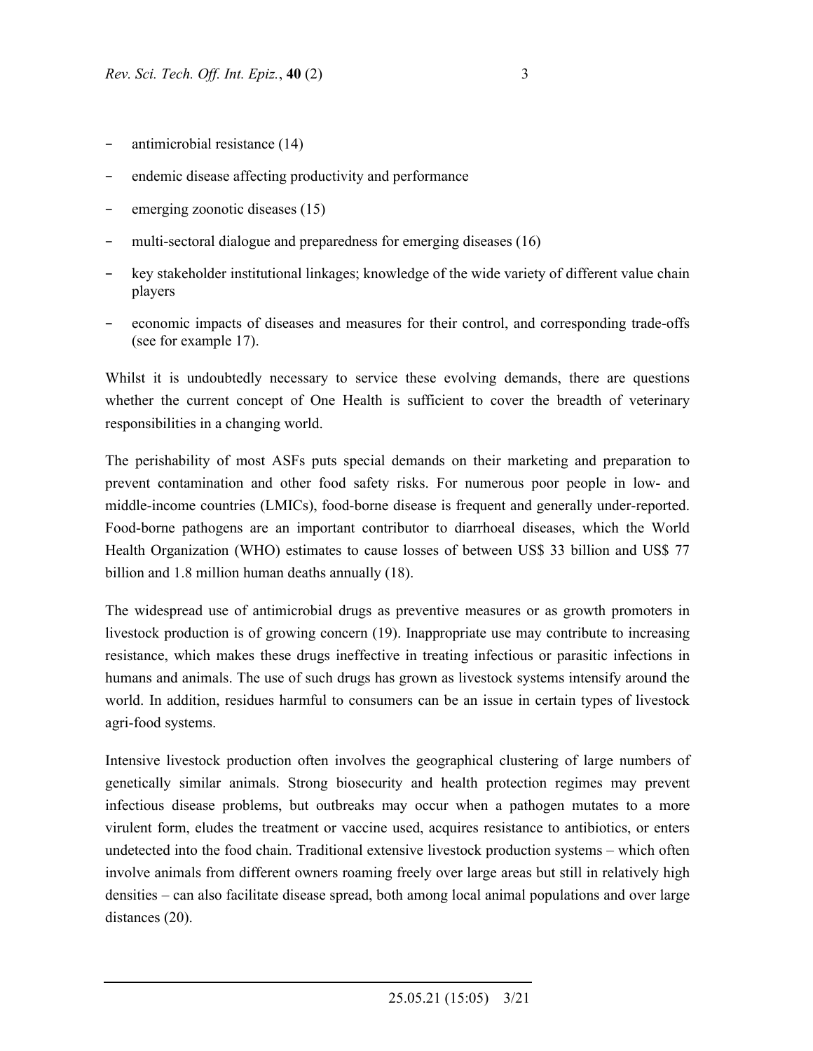- antimicrobial resistance (14)
- endemic disease affecting productivity and performance
- emerging zoonotic diseases (15)
- multi-sectoral dialogue and preparedness for emerging diseases (16)
- key stakeholder institutional linkages; knowledge of the wide variety of different value chain players
- economic impacts of diseases and measures for their control, and corresponding trade-offs (see for example 17).

Whilst it is undoubtedly necessary to service these evolving demands, there are questions whether the current concept of One Health is sufficient to cover the breadth of veterinary responsibilities in a changing world.

The perishability of most ASFs puts special demands on their marketing and preparation to prevent contamination and other food safety risks. For numerous poor people in low- and middle-income countries (LMICs), food-borne disease is frequent and generally under-reported. Food-borne pathogens are an important contributor to diarrhoeal diseases, which the World Health Organization (WHO) estimates to cause losses of between US$ 33 billion and US$ 77 billion and 1.8 million human deaths annually (18).

The widespread use of antimicrobial drugs as preventive measures or as growth promoters in livestock production is of growing concern (19). Inappropriate use may contribute to increasing resistance, which makes these drugs ineffective in treating infectious or parasitic infections in humans and animals. The use of such drugs has grown as livestock systems intensify around the world. In addition, residues harmful to consumers can be an issue in certain types of livestock agri-food systems.

Intensive livestock production often involves the geographical clustering of large numbers of genetically similar animals. Strong biosecurity and health protection regimes may prevent infectious disease problems, but outbreaks may occur when a pathogen mutates to a more virulent form, eludes the treatment or vaccine used, acquires resistance to antibiotics, or enters undetected into the food chain. Traditional extensive livestock production systems – which often involve animals from different owners roaming freely over large areas but still in relatively high densities – can also facilitate disease spread, both among local animal populations and over large distances (20).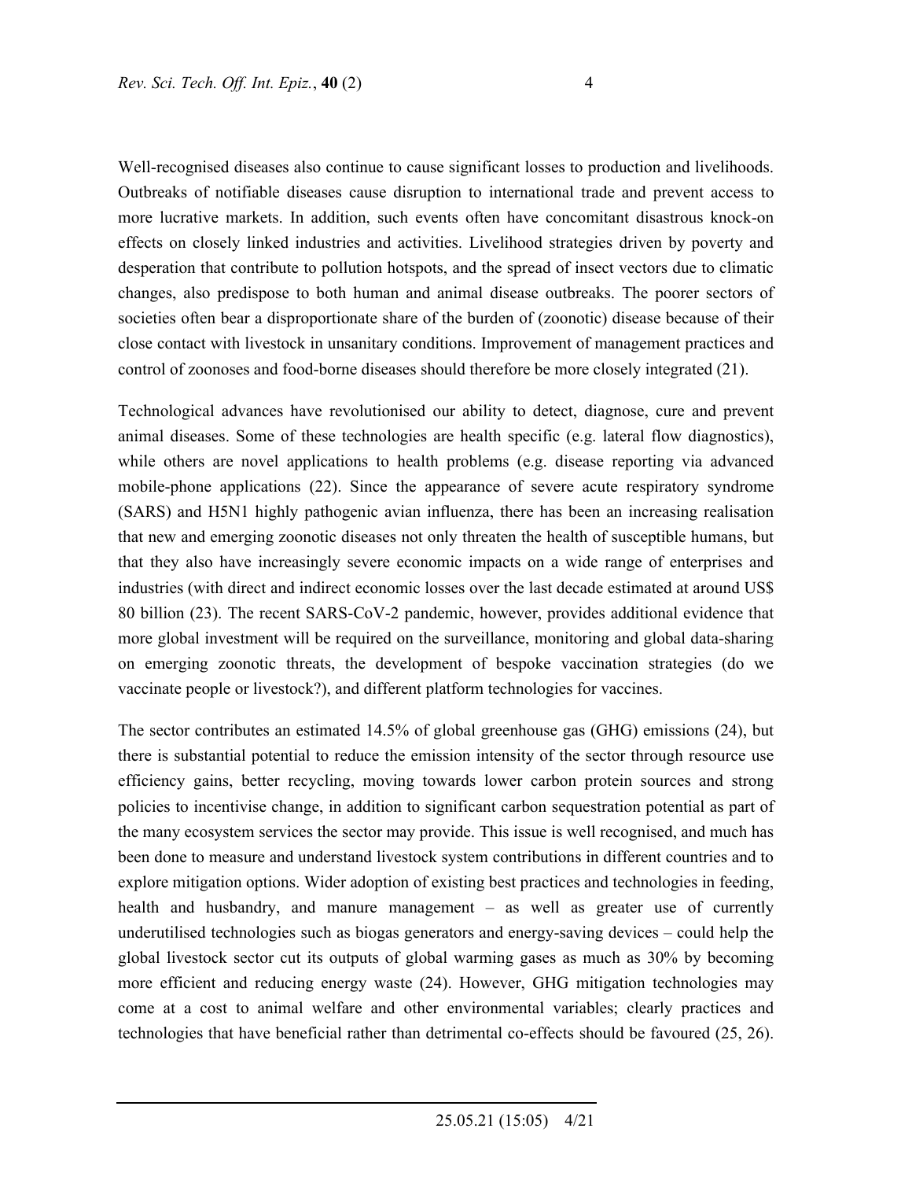Well-recognised diseases also continue to cause significant losses to production and livelihoods. Outbreaks of notifiable diseases cause disruption to international trade and prevent access to more lucrative markets. In addition, such events often have concomitant disastrous knock-on effects on closely linked industries and activities. Livelihood strategies driven by poverty and desperation that contribute to pollution hotspots, and the spread of insect vectors due to climatic changes, also predispose to both human and animal disease outbreaks. The poorer sectors of societies often bear a disproportionate share of the burden of (zoonotic) disease because of their close contact with livestock in unsanitary conditions. Improvement of management practices and control of zoonoses and food-borne diseases should therefore be more closely integrated (21).

Technological advances have revolutionised our ability to detect, diagnose, cure and prevent animal diseases. Some of these technologies are health specific (e.g. lateral flow diagnostics), while others are novel applications to health problems (e.g. disease reporting via advanced mobile-phone applications (22). Since the appearance of severe acute respiratory syndrome (SARS) and H5N1 highly pathogenic avian influenza, there has been an increasing realisation that new and emerging zoonotic diseases not only threaten the health of susceptible humans, but that they also have increasingly severe economic impacts on a wide range of enterprises and industries (with direct and indirect economic losses over the last decade estimated at around US$ 80 billion (23). The recent SARS-CoV-2 pandemic, however, provides additional evidence that more global investment will be required on the surveillance, monitoring and global data-sharing on emerging zoonotic threats, the development of bespoke vaccination strategies (do we vaccinate people or livestock?), and different platform technologies for vaccines.

The sector contributes an estimated 14.5% of global greenhouse gas (GHG) emissions (24), but there is substantial potential to reduce the emission intensity of the sector through resource use efficiency gains, better recycling, moving towards lower carbon protein sources and strong policies to incentivise change, in addition to significant carbon sequestration potential as part of the many ecosystem services the sector may provide. This issue is well recognised, and much has been done to measure and understand livestock system contributions in different countries and to explore mitigation options. Wider adoption of existing best practices and technologies in feeding, health and husbandry, and manure management – as well as greater use of currently underutilised technologies such as biogas generators and energy-saving devices – could help the global livestock sector cut its outputs of global warming gases as much as 30% by becoming more efficient and reducing energy waste (24). However, GHG mitigation technologies may come at a cost to animal welfare and other environmental variables; clearly practices and technologies that have beneficial rather than detrimental co-effects should be favoured (25, 26).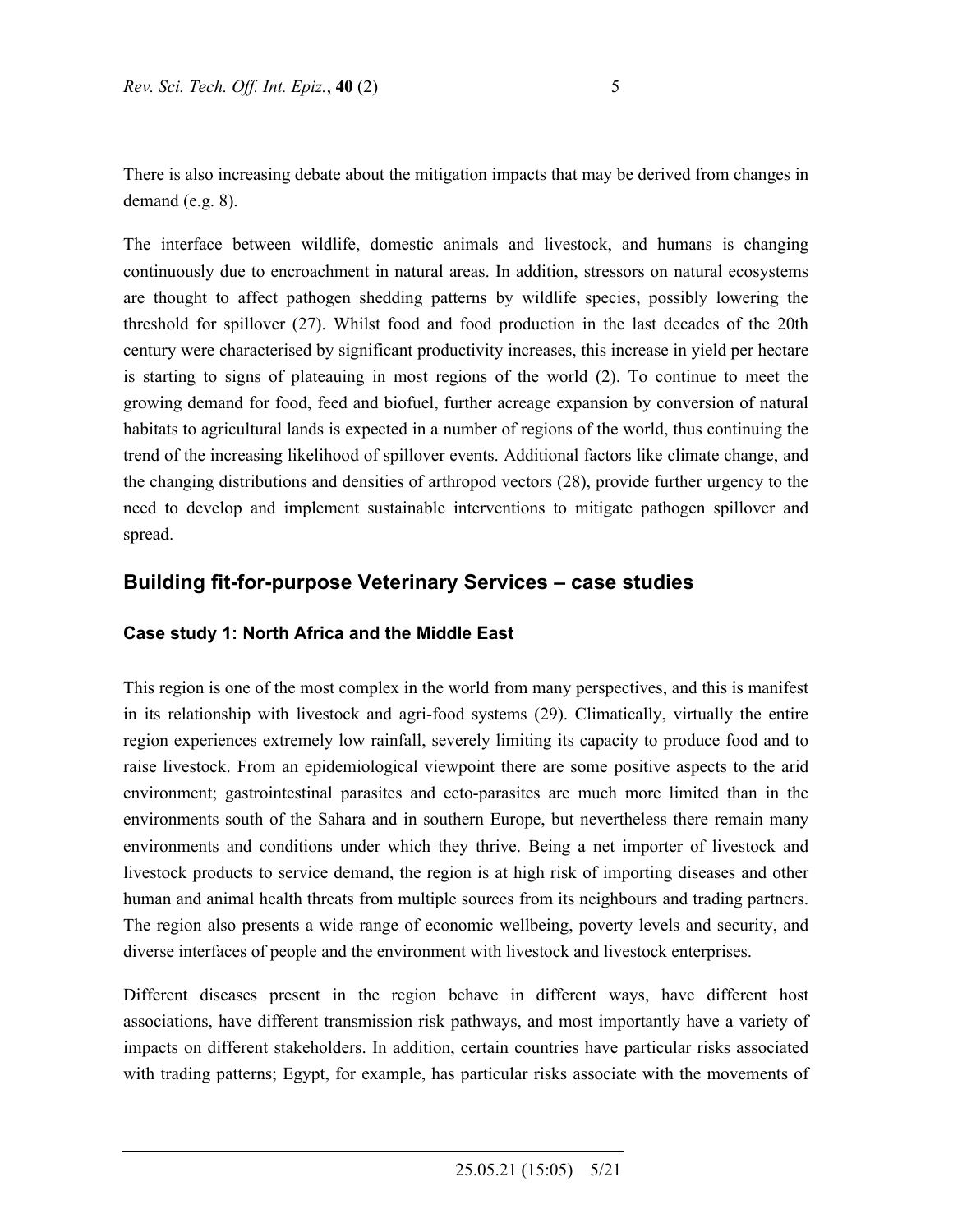There is also increasing debate about the mitigation impacts that may be derived from changes in demand (e.g. 8).

The interface between wildlife, domestic animals and livestock, and humans is changing continuously due to encroachment in natural areas. In addition, stressors on natural ecosystems are thought to affect pathogen shedding patterns by wildlife species, possibly lowering the threshold for spillover (27). Whilst food and food production in the last decades of the 20th century were characterised by significant productivity increases, this increase in yield per hectare is starting to signs of plateauing in most regions of the world (2). To continue to meet the growing demand for food, feed and biofuel, further acreage expansion by conversion of natural habitats to agricultural lands is expected in a number of regions of the world, thus continuing the trend of the increasing likelihood of spillover events. Additional factors like climate change, and the changing distributions and densities of arthropod vectors (28), provide further urgency to the need to develop and implement sustainable interventions to mitigate pathogen spillover and spread.

## Building fit-for-purpose Veterinary Services – case studies

### Case study 1: North Africa and the Middle East

This region is one of the most complex in the world from many perspectives, and this is manifest in its relationship with livestock and agri-food systems (29). Climatically, virtually the entire region experiences extremely low rainfall, severely limiting its capacity to produce food and to raise livestock. From an epidemiological viewpoint there are some positive aspects to the arid environment; gastrointestinal parasites and ecto-parasites are much more limited than in the environments south of the Sahara and in southern Europe, but nevertheless there remain many environments and conditions under which they thrive. Being a net importer of livestock and livestock products to service demand, the region is at high risk of importing diseases and other human and animal health threats from multiple sources from its neighbours and trading partners. The region also presents a wide range of economic wellbeing, poverty levels and security, and diverse interfaces of people and the environment with livestock and livestock enterprises.

Different diseases present in the region behave in different ways, have different host associations, have different transmission risk pathways, and most importantly have a variety of impacts on different stakeholders. In addition, certain countries have particular risks associated with trading patterns; Egypt, for example, has particular risks associate with the movements of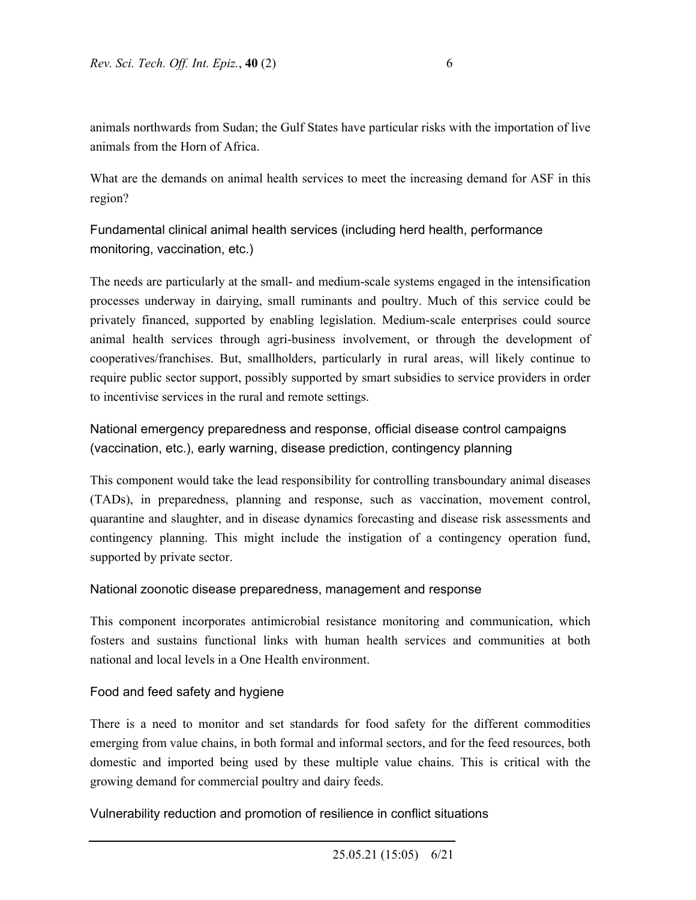animals northwards from Sudan; the Gulf States have particular risks with the importation of live animals from the Horn of Africa.

What are the demands on animal health services to meet the increasing demand for ASF in this region?

### Fundamental clinical animal health services (including herd health, performance monitoring, vaccination, etc.)

The needs are particularly at the small- and medium-scale systems engaged in the intensification processes underway in dairying, small ruminants and poultry. Much of this service could be privately financed, supported by enabling legislation. Medium-scale enterprises could source animal health services through agri-business involvement, or through the development of cooperatives/franchises. But, smallholders, particularly in rural areas, will likely continue to require public sector support, possibly supported by smart subsidies to service providers in order to incentivise services in the rural and remote settings.

### National emergency preparedness and response, official disease control campaigns (vaccination, etc.), early warning, disease prediction, contingency planning

This component would take the lead responsibility for controlling transboundary animal diseases (TADs), in preparedness, planning and response, such as vaccination, movement control, quarantine and slaughter, and in disease dynamics forecasting and disease risk assessments and contingency planning. This might include the instigation of a contingency operation fund, supported by private sector.

### National zoonotic disease preparedness, management and response

This component incorporates antimicrobial resistance monitoring and communication, which fosters and sustains functional links with human health services and communities at both national and local levels in a One Health environment.

### Food and feed safety and hygiene

There is a need to monitor and set standards for food safety for the different commodities emerging from value chains, in both formal and informal sectors, and for the feed resources, both domestic and imported being used by these multiple value chains. This is critical with the growing demand for commercial poultry and dairy feeds.

### Vulnerability reduction and promotion of resilience in conflict situations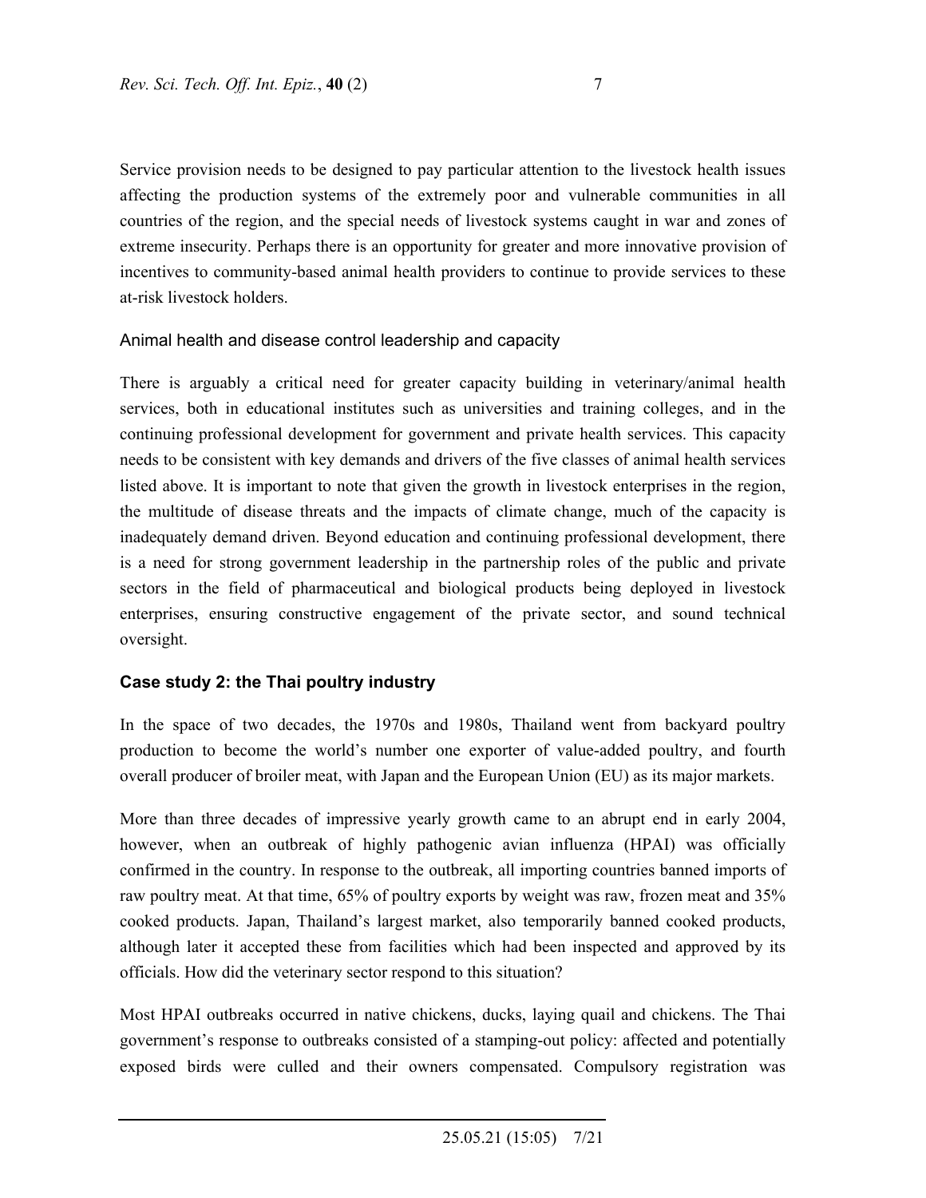Service provision needs to be designed to pay particular attention to the livestock health issues affecting the production systems of the extremely poor and vulnerable communities in all countries of the region, and the special needs of livestock systems caught in war and zones of extreme insecurity. Perhaps there is an opportunity for greater and more innovative provision of incentives to community-based animal health providers to continue to provide services to these at-risk livestock holders.

### Animal health and disease control leadership and capacity

There is arguably a critical need for greater capacity building in veterinary/animal health services, both in educational institutes such as universities and training colleges, and in the continuing professional development for government and private health services. This capacity needs to be consistent with key demands and drivers of the five classes of animal health services listed above. It is important to note that given the growth in livestock enterprises in the region, the multitude of disease threats and the impacts of climate change, much of the capacity is inadequately demand driven. Beyond education and continuing professional development, there is a need for strong government leadership in the partnership roles of the public and private sectors in the field of pharmaceutical and biological products being deployed in livestock enterprises, ensuring constructive engagement of the private sector, and sound technical oversight.

## Case study 2: the Thai poultry industry

In the space of two decades, the 1970s and 1980s, Thailand went from backyard poultry production to become the world's number one exporter of value-added poultry, and fourth overall producer of broiler meat, with Japan and the European Union (EU) as its major markets.

More than three decades of impressive yearly growth came to an abrupt end in early 2004, however, when an outbreak of highly pathogenic avian influenza (HPAI) was officially confirmed in the country. In response to the outbreak, all importing countries banned imports of raw poultry meat. At that time, 65% of poultry exports by weight was raw, frozen meat and 35% cooked products. Japan, Thailand's largest market, also temporarily banned cooked products, although later it accepted these from facilities which had been inspected and approved by its officials. How did the veterinary sector respond to this situation?

Most HPAI outbreaks occurred in native chickens, ducks, laying quail and chickens. The Thai government's response to outbreaks consisted of a stamping-out policy: affected and potentially exposed birds were culled and their owners compensated. Compulsory registration was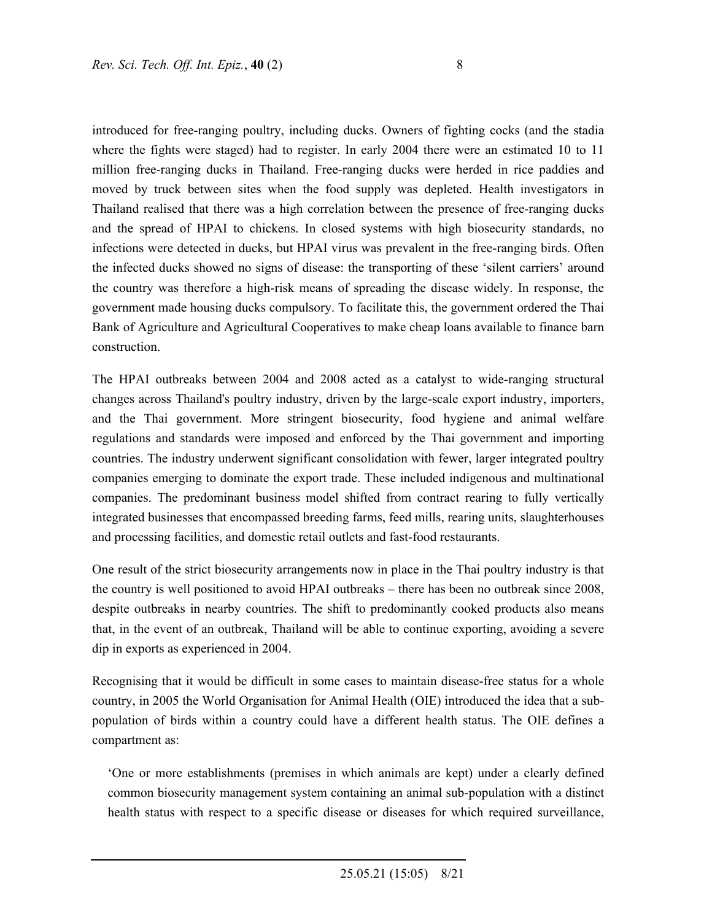introduced for free-ranging poultry, including ducks. Owners of fighting cocks (and the stadia where the fights were staged) had to register. In early 2004 there were an estimated 10 to 11 million free-ranging ducks in Thailand. Free-ranging ducks were herded in rice paddies and moved by truck between sites when the food supply was depleted. Health investigators in Thailand realised that there was a high correlation between the presence of free-ranging ducks and the spread of HPAI to chickens. In closed systems with high biosecurity standards, no infections were detected in ducks, but HPAI virus was prevalent in the free-ranging birds. Often the infected ducks showed no signs of disease: the transporting of these 'silent carriers' around the country was therefore a high-risk means of spreading the disease widely. In response, the government made housing ducks compulsory. To facilitate this, the government ordered the Thai Bank of Agriculture and Agricultural Cooperatives to make cheap loans available to finance barn construction.

The HPAI outbreaks between 2004 and 2008 acted as a catalyst to wide-ranging structural changes across Thailand's poultry industry, driven by the large-scale export industry, importers, and the Thai government. More stringent biosecurity, food hygiene and animal welfare regulations and standards were imposed and enforced by the Thai government and importing countries. The industry underwent significant consolidation with fewer, larger integrated poultry companies emerging to dominate the export trade. These included indigenous and multinational companies. The predominant business model shifted from contract rearing to fully vertically integrated businesses that encompassed breeding farms, feed mills, rearing units, slaughterhouses and processing facilities, and domestic retail outlets and fast-food restaurants.

One result of the strict biosecurity arrangements now in place in the Thai poultry industry is that the country is well positioned to avoid HPAI outbreaks – there has been no outbreak since 2008, despite outbreaks in nearby countries. The shift to predominantly cooked products also means that, in the event of an outbreak, Thailand will be able to continue exporting, avoiding a severe dip in exports as experienced in 2004.

Recognising that it would be difficult in some cases to maintain disease-free status for a whole country, in 2005 the World Organisation for Animal Health (OIE) introduced the idea that a sub-population of birds within a country could have a different health status. The OIE defines a compartment as:

> 'One or more establishments (premises in which animals are kept) under a clearly defined common biosecurity management system containing an animal sub-population with a distinct health status with respect to a specific disease or diseases for which required surveillance,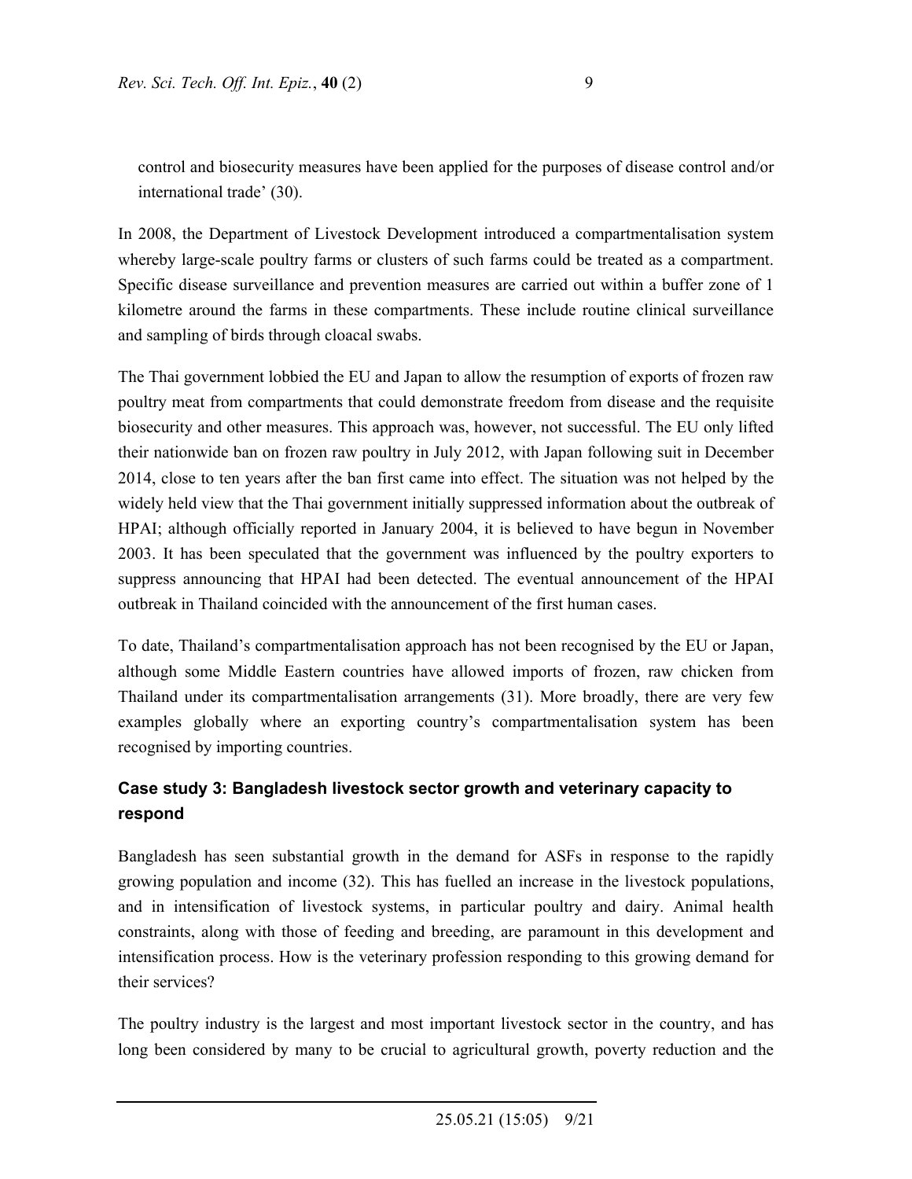control and biosecurity measures have been applied for the purposes of disease control and/or international trade' (30).

In 2008, the Department of Livestock Development introduced a compartmentalisation system whereby large-scale poultry farms or clusters of such farms could be treated as a compartment. Specific disease surveillance and prevention measures are carried out within a buffer zone of 1 kilometre around the farms in these compartments. These include routine clinical surveillance and sampling of birds through cloacal swabs.

The Thai government lobbied the EU and Japan to allow the resumption of exports of frozen raw poultry meat from compartments that could demonstrate freedom from disease and the requisite biosecurity and other measures. This approach was, however, not successful. The EU only lifted their nationwide ban on frozen raw poultry in July 2012, with Japan following suit in December 2014, close to ten years after the ban first came into effect. The situation was not helped by the widely held view that the Thai government initially suppressed information about the outbreak of HPAI; although officially reported in January 2004, it is believed to have begun in November 2003. It has been speculated that the government was influenced by the poultry exporters to suppress announcing that HPAI had been detected. The eventual announcement of the HPAI outbreak in Thailand coincided with the announcement of the first human cases.

To date, Thailand's compartmentalisation approach has not been recognised by the EU or Japan, although some Middle Eastern countries have allowed imports of frozen, raw chicken from Thailand under its compartmentalisation arrangements (31). More broadly, there are very few examples globally where an exporting country's compartmentalisation system has been recognised by importing countries.

### Case study 3: Bangladesh livestock sector growth and veterinary capacity to respond

Bangladesh has seen substantial growth in the demand for ASFs in response to the rapidly growing population and income (32). This has fuelled an increase in the livestock populations, and in intensification of livestock systems, in particular poultry and dairy. Animal health constraints, along with those of feeding and breeding, are paramount in this development and intensification process. How is the veterinary profession responding to this growing demand for their services?

The poultry industry is the largest and most important livestock sector in the country, and has long been considered by many to be crucial to agricultural growth, poverty reduction and the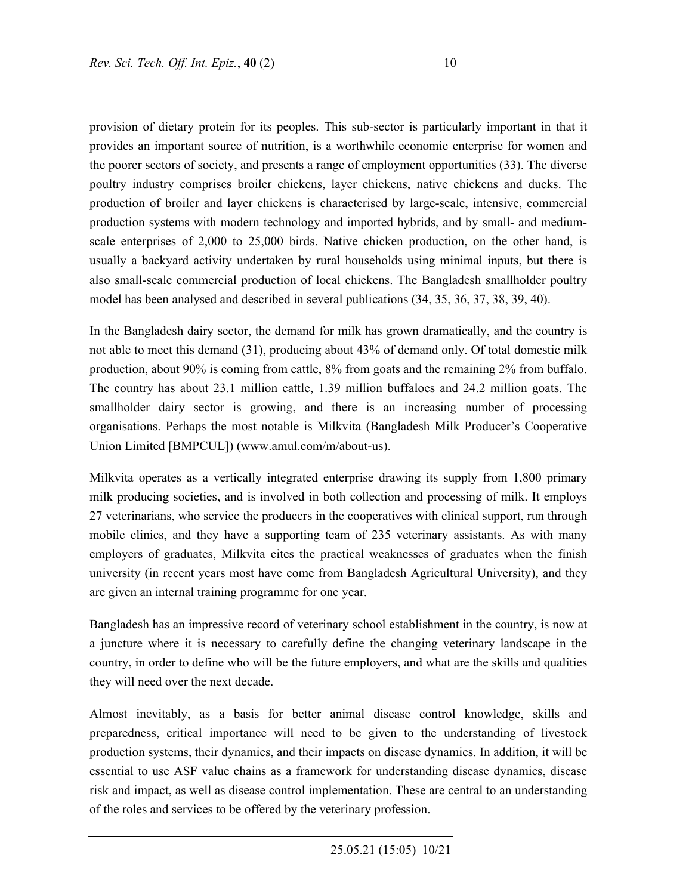provision of dietary protein for its peoples. This sub-sector is particularly important in that it provides an important source of nutrition, is a worthwhile economic enterprise for women and the poorer sectors of society, and presents a range of employment opportunities (33). The diverse poultry industry comprises broiler chickens, layer chickens, native chickens and ducks. The production of broiler and layer chickens is characterised by large-scale, intensive, commercial production systems with modern technology and imported hybrids, and by small- and medium-scale enterprises of 2,000 to 25,000 birds. Native chicken production, on the other hand, is usually a backyard activity undertaken by rural households using minimal inputs, but there is also small-scale commercial production of local chickens. The Bangladesh smallholder poultry model has been analysed and described in several publications (34, 35, 36, 37, 38, 39, 40).

In the Bangladesh dairy sector, the demand for milk has grown dramatically, and the country is not able to meet this demand (31), producing about 43% of demand only. Of total domestic milk production, about 90% is coming from cattle, 8% from goats and the remaining 2% from buffalo. The country has about 23.1 million cattle, 1.39 million buffaloes and 24.2 million goats. The smallholder dairy sector is growing, and there is an increasing number of processing organisations. Perhaps the most notable is Milkvita (Bangladesh Milk Producer's Cooperative Union Limited [BMPCUL]) (www.amul.com/m/about-us).

Milkvita operates as a vertically integrated enterprise drawing its supply from 1,800 primary milk producing societies, and is involved in both collection and processing of milk. It employs 27 veterinarians, who service the producers in the cooperatives with clinical support, run through mobile clinics, and they have a supporting team of 235 veterinary assistants. As with many employers of graduates, Milkvita cites the practical weaknesses of graduates when the finish university (in recent years most have come from Bangladesh Agricultural University), and they are given an internal training programme for one year.

Bangladesh has an impressive record of veterinary school establishment in the country, is now at a juncture where it is necessary to carefully define the changing veterinary landscape in the country, in order to define who will be the future employers, and what are the skills and qualities they will need over the next decade.

Almost inevitably, as a basis for better animal disease control knowledge, skills and preparedness, critical importance will need to be given to the understanding of livestock production systems, their dynamics, and their impacts on disease dynamics. In addition, it will be essential to use ASF value chains as a framework for understanding disease dynamics, disease risk and impact, as well as disease control implementation. These are central to an understanding of the roles and services to be offered by the veterinary profession.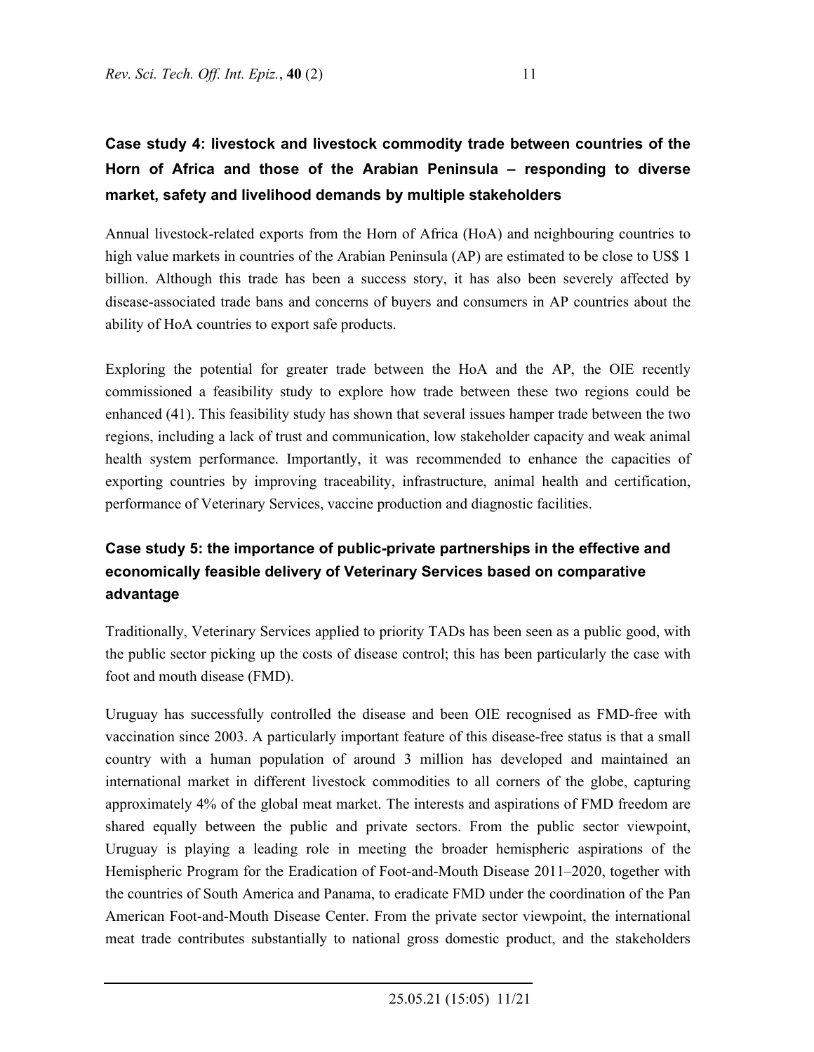### Case study 4: livestock and livestock commodity trade between countries of the Horn of Africa and those of the Arabian Peninsula – responding to diverse market, safety and livelihood demands by multiple stakeholders

Annual livestock-related exports from the Horn of Africa (HoA) and neighbouring countries to high value markets in countries of the Arabian Peninsula (AP) are estimated to be close to US$ 1 billion. Although this trade has been a success story, it has also been severely affected by disease-associated trade bans and concerns of buyers and consumers in AP countries about the ability of HoA countries to export safe products.

Exploring the potential for greater trade between the HoA and the AP, the OIE recently commissioned a feasibility study to explore how trade between these two regions could be enhanced (41). This feasibility study has shown that several issues hamper trade between the two regions, including a lack of trust and communication, low stakeholder capacity and weak animal health system performance. Importantly, it was recommended to enhance the capacities of exporting countries by improving traceability, infrastructure, animal health and certification, performance of Veterinary Services, vaccine production and diagnostic facilities.

### Case study 5: the importance of public-private partnerships in the effective and economically feasible delivery of Veterinary Services based on comparative advantage

Traditionally, Veterinary Services applied to priority TADs has been seen as a public good, with the public sector picking up the costs of disease control; this has been particularly the case with foot and mouth disease (FMD).

Uruguay has successfully controlled the disease and been OIE recognised as FMD-free with vaccination since 2003. A particularly important feature of this disease-free status is that a small country with a human population of around 3 million has developed and maintained an international market in different livestock commodities to all corners of the globe, capturing approximately 4% of the global meat market. The interests and aspirations of FMD freedom are shared equally between the public and private sectors. From the public sector viewpoint, Uruguay is playing a leading role in meeting the broader hemispheric aspirations of the Hemispheric Program for the Eradication of Foot-and-Mouth Disease 2011–2020, together with the countries of South America and Panama, to eradicate FMD under the coordination of the Pan American Foot-and-Mouth Disease Center. From the private sector viewpoint, the international meat trade contributes substantially to national gross domestic product, and the stakeholders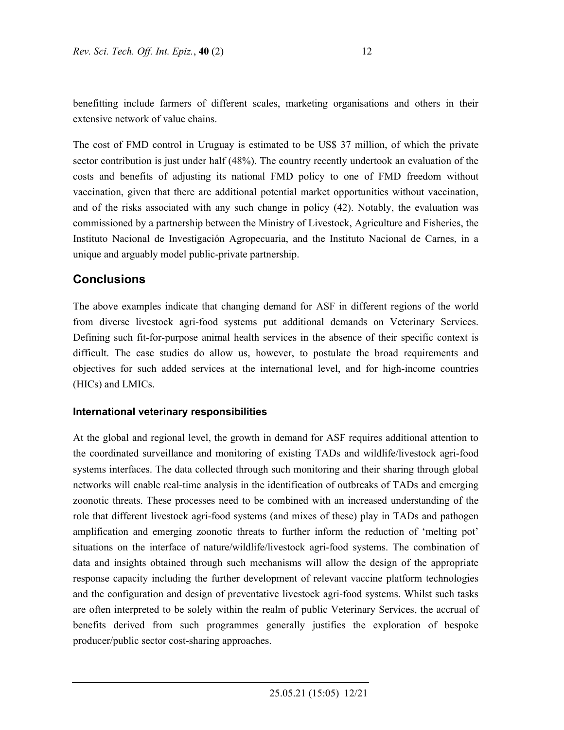benefitting include farmers of different scales, marketing organisations and others in their extensive network of value chains.

The cost of FMD control in Uruguay is estimated to be US$ 37 million, of which the private sector contribution is just under half (48%). The country recently undertook an evaluation of the costs and benefits of adjusting its national FMD policy to one of FMD freedom without vaccination, given that there are additional potential market opportunities without vaccination, and of the risks associated with any such change in policy (42). Notably, the evaluation was commissioned by a partnership between the Ministry of Livestock, Agriculture and Fisheries, the Instituto Nacional de Investigación Agropecuaria, and the Instituto Nacional de Carnes, in a unique and arguably model public-private partnership.

## Conclusions

The above examples indicate that changing demand for ASF in different regions of the world from diverse livestock agri-food systems put additional demands on Veterinary Services. Defining such fit-for-purpose animal health services in the absence of their specific context is difficult. The case studies do allow us, however, to postulate the broad requirements and objectives for such added services at the international level, and for high-income countries (HICs) and LMICs.

### International veterinary responsibilities

At the global and regional level, the growth in demand for ASF requires additional attention to the coordinated surveillance and monitoring of existing TADs and wildlife/livestock agri-food systems interfaces. The data collected through such monitoring and their sharing through global networks will enable real-time analysis in the identification of outbreaks of TADs and emerging zoonotic threats. These processes need to be combined with an increased understanding of the role that different livestock agri-food systems (and mixes of these) play in TADs and pathogen amplification and emerging zoonotic threats to further inform the reduction of 'melting pot' situations on the interface of nature/wildlife/livestock agri-food systems. The combination of data and insights obtained through such mechanisms will allow the design of the appropriate response capacity including the further development of relevant vaccine platform technologies and the configuration and design of preventative livestock agri-food systems. Whilst such tasks are often interpreted to be solely within the realm of public Veterinary Services, the accrual of benefits derived from such programmes generally justifies the exploration of bespoke producer/public sector cost-sharing approaches.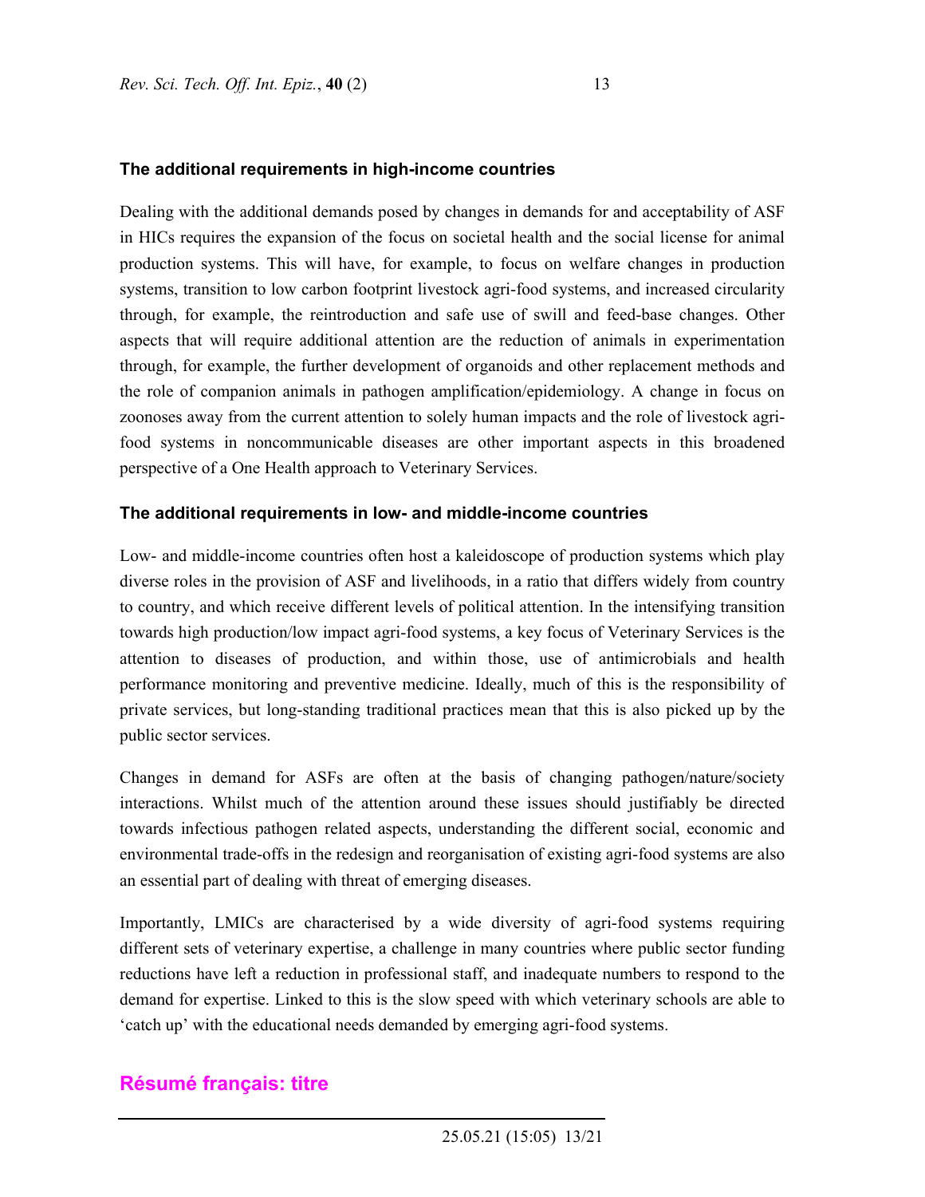### The additional requirements in high-income countries

Dealing with the additional demands posed by changes in demands for and acceptability of ASF in HICs requires the expansion of the focus on societal health and the social license for animal production systems. This will have, for example, to focus on welfare changes in production systems, transition to low carbon footprint livestock agri-food systems, and increased circularity through, for example, the reintroduction and safe use of swill and feed-base changes. Other aspects that will require additional attention are the reduction of animals in experimentation through, for example, the further development of organoids and other replacement methods and the role of companion animals in pathogen amplification/epidemiology. A change in focus on zoonoses away from the current attention to solely human impacts and the role of livestock agri-food systems in noncommunicable diseases are other important aspects in this broadened perspective of a One Health approach to Veterinary Services.

### The additional requirements in low- and middle-income countries

Low- and middle-income countries often host a kaleidoscope of production systems which play diverse roles in the provision of ASF and livelihoods, in a ratio that differs widely from country to country, and which receive different levels of political attention. In the intensifying transition towards high production/low impact agri-food systems, a key focus of Veterinary Services is the attention to diseases of production, and within those, use of antimicrobials and health performance monitoring and preventive medicine. Ideally, much of this is the responsibility of private services, but long-standing traditional practices mean that this is also picked up by the public sector services.

Changes in demand for ASFs are often at the basis of changing pathogen/nature/society interactions. Whilst much of the attention around these issues should justifiably be directed towards infectious pathogen related aspects, understanding the different social, economic and environmental trade-offs in the redesign and reorganisation of existing agri-food systems are also an essential part of dealing with threat of emerging diseases.

Importantly, LMICs are characterised by a wide diversity of agri-food systems requiring different sets of veterinary expertise, a challenge in many countries where public sector funding reductions have left a reduction in professional staff, and inadequate numbers to respond to the demand for expertise. Linked to this is the slow speed with which veterinary schools are able to 'catch up' with the educational needs demanded by emerging agri-food systems.

## Résumé français: titre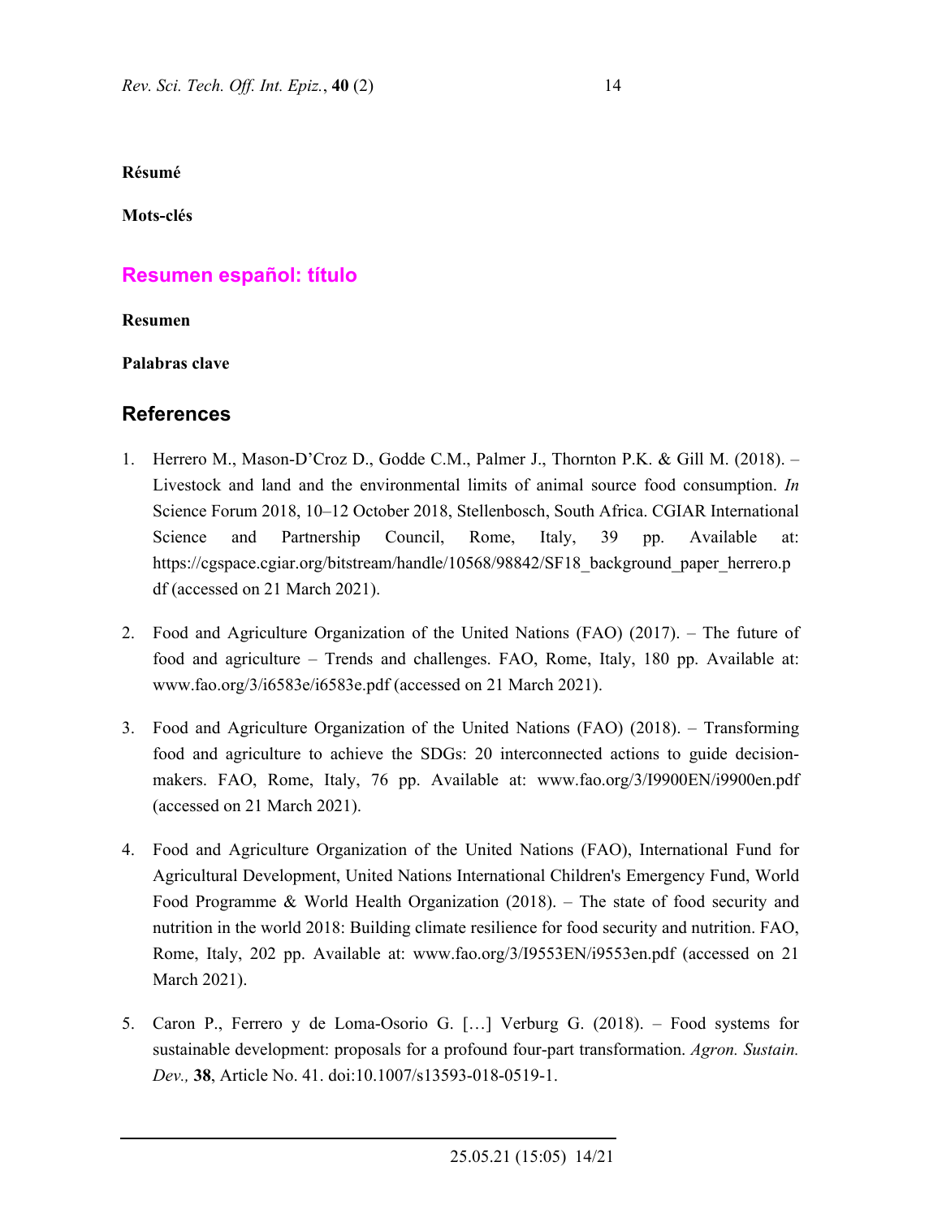**Résumé**

**Mots-clés**

## Resumen español: título

**Resumen**

**Palabras clave**

## References

1. Herrero M., Mason-D'Croz D., Godde C.M., Palmer J., Thornton P.K. & Gill M. (2018). – Livestock and land and the environmental limits of animal source food consumption. *In* Science Forum 2018, 10–12 October 2018, Stellenbosch, South Africa. CGIAR International Science and Partnership Council, Rome, Italy, 39 pp. Available at: https://cgspace.cgiar.org/bitstream/handle/10568/98842/SF18_background_paper_herrero.pdf (accessed on 21 March 2021).

2. Food and Agriculture Organization of the United Nations (FAO) (2017). – The future of food and agriculture – Trends and challenges. FAO, Rome, Italy, 180 pp. Available at: www.fao.org/3/i6583e/i6583e.pdf (accessed on 21 March 2021).

3. Food and Agriculture Organization of the United Nations (FAO) (2018). – Transforming food and agriculture to achieve the SDGs: 20 interconnected actions to guide decision-makers. FAO, Rome, Italy, 76 pp. Available at: www.fao.org/3/I9900EN/i9900en.pdf (accessed on 21 March 2021).

4. Food and Agriculture Organization of the United Nations (FAO), International Fund for Agricultural Development, United Nations International Children's Emergency Fund, World Food Programme & World Health Organization (2018). – The state of food security and nutrition in the world 2018: Building climate resilience for food security and nutrition. FAO, Rome, Italy, 202 pp. Available at: www.fao.org/3/I9553EN/i9553en.pdf (accessed on 21 March 2021).

5. Caron P., Ferrero y de Loma-Osorio G. […] Verburg G. (2018). – Food systems for sustainable development: proposals for a profound four-part transformation. *Agron. Sustain. Dev.,* **38**, Article No. 41. doi:10.1007/s13593-018-0519-1.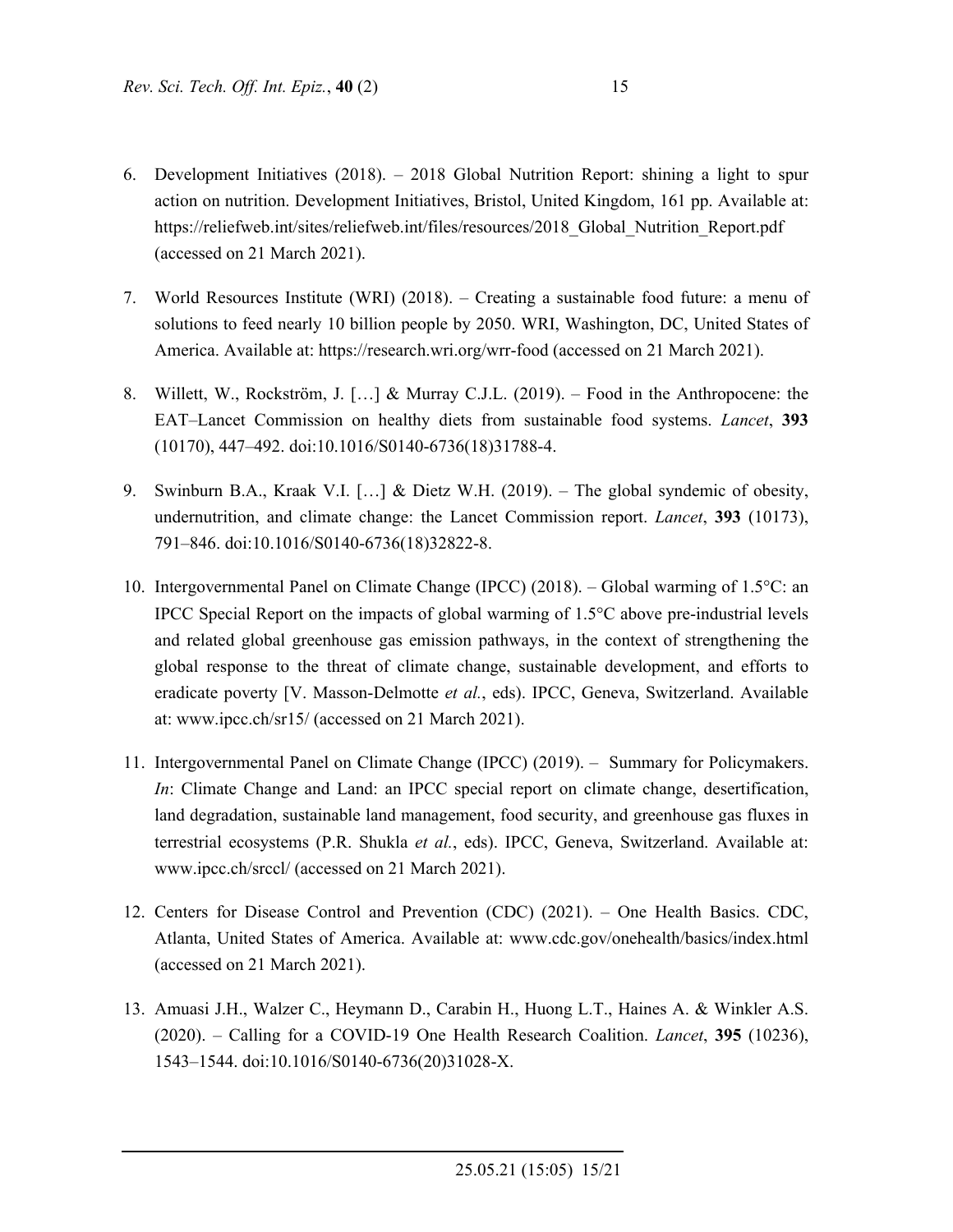6. Development Initiatives (2018). – 2018 Global Nutrition Report: shining a light to spur action on nutrition. Development Initiatives, Bristol, United Kingdom, 161 pp. Available at: https://reliefweb.int/sites/reliefweb.int/files/resources/2018_Global_Nutrition_Report.pdf (accessed on 21 March 2021).

7. World Resources Institute (WRI) (2018). – Creating a sustainable food future: a menu of solutions to feed nearly 10 billion people by 2050. WRI, Washington, DC, United States of America. Available at: https://research.wri.org/wrr-food (accessed on 21 March 2021).

8. Willett, W., Rockström, J. […] & Murray C.J.L. (2019). – Food in the Anthropocene: the EAT–Lancet Commission on healthy diets from sustainable food systems. *Lancet*, **393** (10170), 447–492. doi:10.1016/S0140-6736(18)31788-4.

9. Swinburn B.A., Kraak V.I. […] & Dietz W.H. (2019). – The global syndemic of obesity, undernutrition, and climate change: the Lancet Commission report. *Lancet*, **393** (10173), 791–846. doi:10.1016/S0140-6736(18)32822-8.

10. Intergovernmental Panel on Climate Change (IPCC) (2018). – Global warming of 1.5°C: an IPCC Special Report on the impacts of global warming of 1.5°C above pre-industrial levels and related global greenhouse gas emission pathways, in the context of strengthening the global response to the threat of climate change, sustainable development, and efforts to eradicate poverty [V. Masson-Delmotte *et al.*, eds). IPCC, Geneva, Switzerland. Available at: www.ipcc.ch/sr15/ (accessed on 21 March 2021).

11. Intergovernmental Panel on Climate Change (IPCC) (2019). – Summary for Policymakers. *In*: Climate Change and Land: an IPCC special report on climate change, desertification, land degradation, sustainable land management, food security, and greenhouse gas fluxes in terrestrial ecosystems (P.R. Shukla *et al.*, eds). IPCC, Geneva, Switzerland. Available at: www.ipcc.ch/srccl/ (accessed on 21 March 2021).

12. Centers for Disease Control and Prevention (CDC) (2021). – One Health Basics. CDC, Atlanta, United States of America. Available at: www.cdc.gov/onehealth/basics/index.html (accessed on 21 March 2021).

13. Amuasi J.H., Walzer C., Heymann D., Carabin H., Huong L.T., Haines A. & Winkler A.S. (2020). – Calling for a COVID-19 One Health Research Coalition. *Lancet*, **395** (10236), 1543–1544. doi:10.1016/S0140-6736(20)31028-X.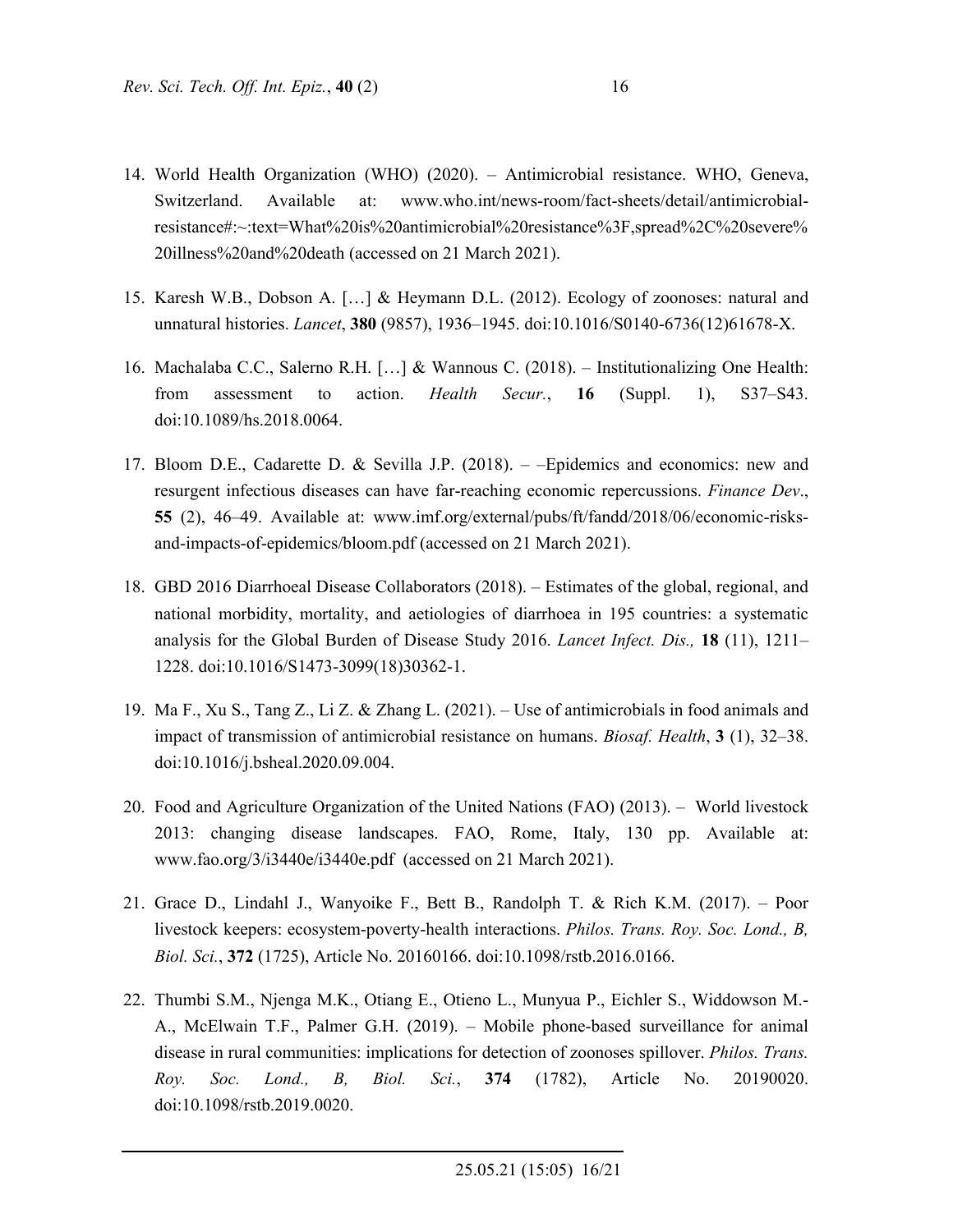14. World Health Organization (WHO) (2020). – Antimicrobial resistance. WHO, Geneva, Switzerland. Available at: www.who.int/news-room/fact-sheets/detail/antimicrobial-resistance#:~:text=What%20is%20antimicrobial%20resistance%3F,spread%2C%20severe%20illness%20and%20death (accessed on 21 March 2021).

15. Karesh W.B., Dobson A. […] & Heymann D.L. (2012). Ecology of zoonoses: natural and unnatural histories. *Lancet*, **380** (9857), 1936–1945. doi:10.1016/S0140-6736(12)61678-X.

16. Machalaba C.C., Salerno R.H. […] & Wannous C. (2018). – Institutionalizing One Health: from assessment to action. *Health Secur.*, **16** (Suppl. 1), S37–S43. doi:10.1089/hs.2018.0064.

17. Bloom D.E., Cadarette D. & Sevilla J.P. (2018). – –Epidemics and economics: new and resurgent infectious diseases can have far-reaching economic repercussions. *Finance Dev*., **55** (2), 46–49. Available at: www.imf.org/external/pubs/ft/fandd/2018/06/economic-risks-and-impacts-of-epidemics/bloom.pdf (accessed on 21 March 2021).

18. GBD 2016 Diarrhoeal Disease Collaborators (2018). – Estimates of the global, regional, and national morbidity, mortality, and aetiologies of diarrhoea in 195 countries: a systematic analysis for the Global Burden of Disease Study 2016. *Lancet Infect. Dis.,* **18** (11), 1211–1228. doi:10.1016/S1473-3099(18)30362-1.

19. Ma F., Xu S., Tang Z., Li Z. & Zhang L. (2021). – Use of antimicrobials in food animals and impact of transmission of antimicrobial resistance on humans. *Biosaf. Health*, **3** (1), 32–38. doi:10.1016/j.bsheal.2020.09.004.

20. Food and Agriculture Organization of the United Nations (FAO) (2013). – World livestock 2013: changing disease landscapes. FAO, Rome, Italy, 130 pp. Available at: www.fao.org/3/i3440e/i3440e.pdf (accessed on 21 March 2021).

21. Grace D., Lindahl J., Wanyoike F., Bett B., Randolph T. & Rich K.M. (2017). – Poor livestock keepers: ecosystem-poverty-health interactions. *Philos. Trans. Roy. Soc. Lond., B, Biol. Sci.*, **372** (1725), Article No. 20160166. doi:10.1098/rstb.2016.0166.

22. Thumbi S.M., Njenga M.K., Otiang E., Otieno L., Munyua P., Eichler S., Widdowson M.-A., McElwain T.F., Palmer G.H. (2019). – Mobile phone-based surveillance for animal disease in rural communities: implications for detection of zoonoses spillover. *Philos. Trans. Roy. Soc. Lond., B, Biol. Sci.*, **374** (1782), Article No. 20190020. doi:10.1098/rstb.2019.0020.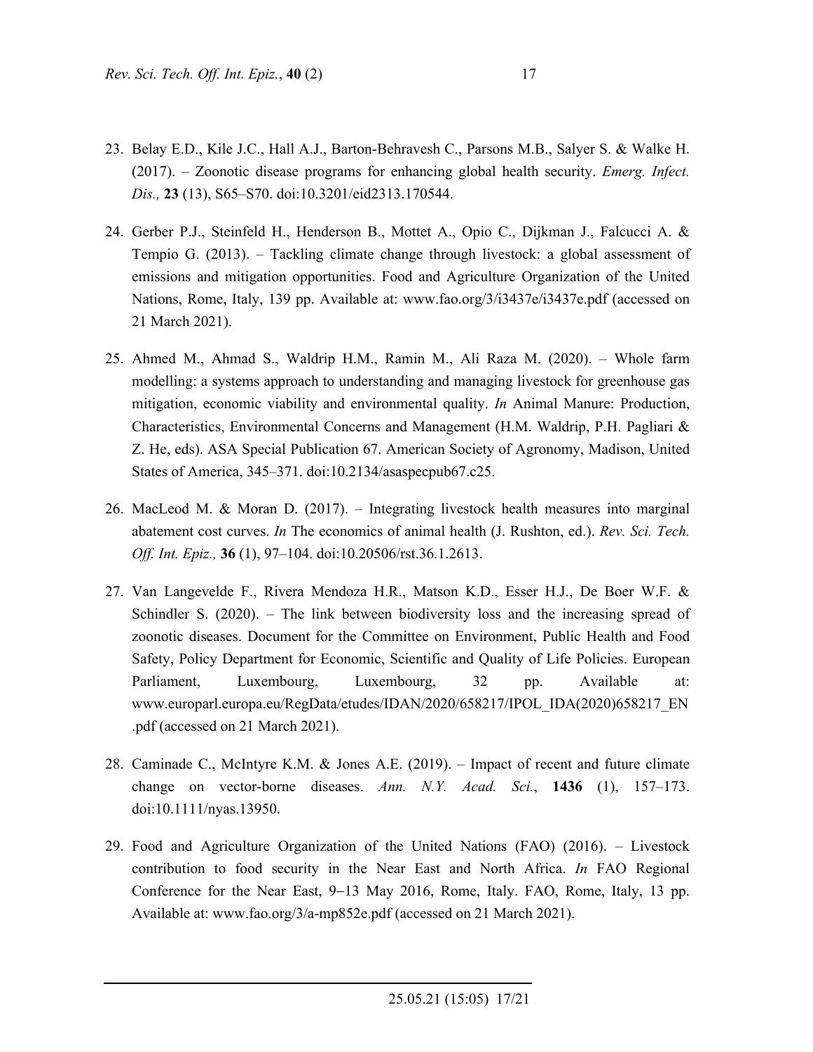23. Belay E.D., Kile J.C., Hall A.J., Barton-Behravesh C., Parsons M.B., Salyer S. & Walke H. (2017). – Zoonotic disease programs for enhancing global health security. *Emerg. Infect. Dis.,* **23** (13), S65–S70. doi:10.3201/eid2313.170544.

24. Gerber P.J., Steinfeld H., Henderson B., Mottet A., Opio C., Dijkman J., Falcucci A. & Tempio G. (2013). – Tackling climate change through livestock: a global assessment of emissions and mitigation opportunities. Food and Agriculture Organization of the United Nations, Rome, Italy, 139 pp. Available at: www.fao.org/3/i3437e/i3437e.pdf (accessed on 21 March 2021).

25. Ahmed M., Ahmad S., Waldrip H.M., Ramin M., Ali Raza M. (2020). – Whole farm modelling: a systems approach to understanding and managing livestock for greenhouse gas mitigation, economic viability and environmental quality. *In* Animal Manure: Production, Characteristics, Environmental Concerns and Management (H.M. Waldrip, P.H. Pagliari & Z. He, eds). ASA Special Publication 67. American Society of Agronomy, Madison, United States of America, 345–371. doi:10.2134/asaspecpub67.c25.

26. MacLeod M. & Moran D. (2017). – Integrating livestock health measures into marginal abatement cost curves. *In* The economics of animal health (J. Rushton, ed.). *Rev. Sci. Tech. Off. Int. Epiz.,* **36** (1), 97–104. doi:10.20506/rst.36.1.2613.

27. Van Langevelde F., Rivera Mendoza H.R., Matson K.D., Esser H.J., De Boer W.F. & Schindler S. (2020). – The link between biodiversity loss and the increasing spread of zoonotic diseases. Document for the Committee on Environment, Public Health and Food Safety, Policy Department for Economic, Scientific and Quality of Life Policies. European Parliament, Luxembourg, Luxembourg, 32 pp. Available at: www.europarl.europa.eu/RegData/etudes/IDAN/2020/658217/IPOL_IDA(2020)658217_EN.pdf (accessed on 21 March 2021).

28. Caminade C., McIntyre K.M. & Jones A.E. (2019). – Impact of recent and future climate change on vector-borne diseases. *Ann. N.Y. Acad. Sci.*, **1436** (1), 157–173. doi:10.1111/nyas.13950.

29. Food and Agriculture Organization of the United Nations (FAO) (2016). – Livestock contribution to food security in the Near East and North Africa. *In* FAO Regional Conference for the Near East, 9–13 May 2016, Rome, Italy. FAO, Rome, Italy, 13 pp. Available at: www.fao.org/3/a-mp852e.pdf (accessed on 21 March 2021).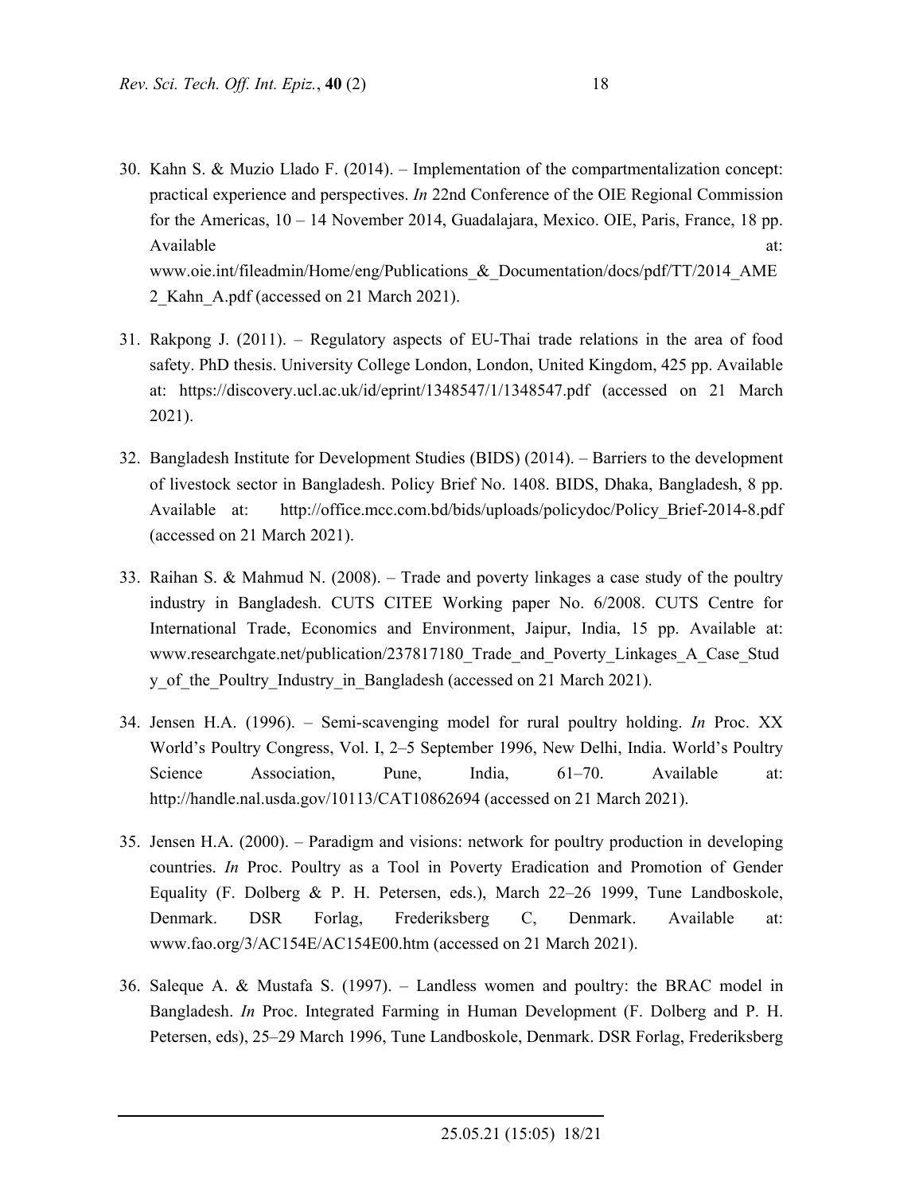30. Kahn S. & Muzio Llado F. (2014). – Implementation of the compartmentalization concept: practical experience and perspectives. *In* 22nd Conference of the OIE Regional Commission for the Americas, 10 – 14 November 2014, Guadalajara, Mexico. OIE, Paris, France, 18 pp. Available at: www.oie.int/fileadmin/Home/eng/Publications_&_Documentation/docs/pdf/TT/2014_AME2_Kahn_A.pdf (accessed on 21 March 2021).

31. Rakpong J. (2011). – Regulatory aspects of EU-Thai trade relations in the area of food safety. PhD thesis. University College London, London, United Kingdom, 425 pp. Available at: https://discovery.ucl.ac.uk/id/eprint/1348547/1/1348547.pdf (accessed on 21 March 2021).

32. Bangladesh Institute for Development Studies (BIDS) (2014). – Barriers to the development of livestock sector in Bangladesh. Policy Brief No. 1408. BIDS, Dhaka, Bangladesh, 8 pp. Available at: http://office.mcc.com.bd/bids/uploads/policydoc/Policy_Brief-2014-8.pdf (accessed on 21 March 2021).

33. Raihan S. & Mahmud N. (2008). – Trade and poverty linkages a case study of the poultry industry in Bangladesh. CUTS CITEE Working paper No. 6/2008. CUTS Centre for International Trade, Economics and Environment, Jaipur, India, 15 pp. Available at: www.researchgate.net/publication/237817180_Trade_and_Poverty_Linkages_A_Case_Study_of_the_Poultry_Industry_in_Bangladesh (accessed on 21 March 2021).

34. Jensen H.A. (1996). – Semi-scavenging model for rural poultry holding. *In* Proc. XX World's Poultry Congress, Vol. I, 2–5 September 1996, New Delhi, India. World's Poultry Science Association, Pune, India, 61–70. Available at: http://handle.nal.usda.gov/10113/CAT10862694 (accessed on 21 March 2021).

35. Jensen H.A. (2000). – Paradigm and visions: network for poultry production in developing countries. *In* Proc. Poultry as a Tool in Poverty Eradication and Promotion of Gender Equality (F. Dolberg & P. H. Petersen, eds.), March 22–26 1999, Tune Landboskole, Denmark. DSR Forlag, Frederiksberg C, Denmark. Available at: www.fao.org/3/AC154E/AC154E00.htm (accessed on 21 March 2021).

36. Saleque A. & Mustafa S. (1997). – Landless women and poultry: the BRAC model in Bangladesh. *In* Proc. Integrated Farming in Human Development (F. Dolberg and P. H. Petersen, eds), 25–29 March 1996, Tune Landboskole, Denmark. DSR Forlag, Frederiksberg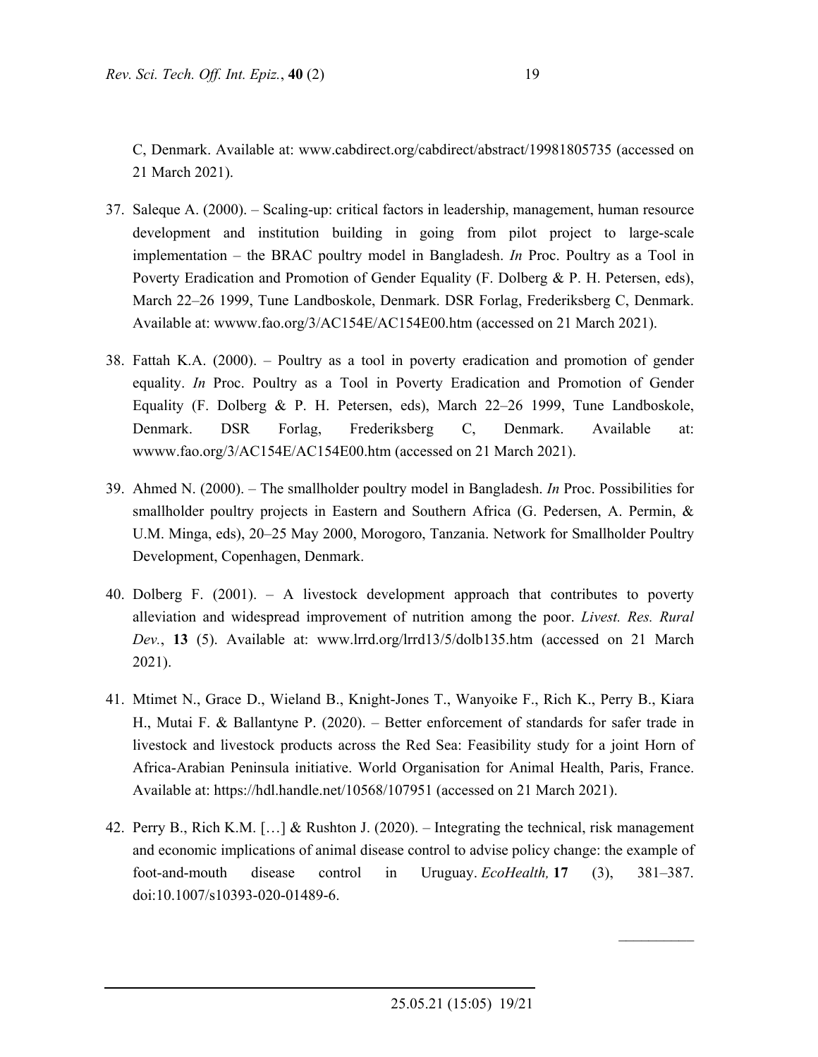C, Denmark. Available at: www.cabdirect.org/cabdirect/abstract/19981805735 (accessed on 21 March 2021).

37. Saleque A. (2000). – Scaling-up: critical factors in leadership, management, human resource development and institution building in going from pilot project to large-scale implementation – the BRAC poultry model in Bangladesh. *In* Proc. Poultry as a Tool in Poverty Eradication and Promotion of Gender Equality (F. Dolberg & P. H. Petersen, eds), March 22–26 1999, Tune Landboskole, Denmark. DSR Forlag, Frederiksberg C, Denmark. Available at: wwww.fao.org/3/AC154E/AC154E00.htm (accessed on 21 March 2021).

38. Fattah K.A. (2000). – Poultry as a tool in poverty eradication and promotion of gender equality. *In* Proc. Poultry as a Tool in Poverty Eradication and Promotion of Gender Equality (F. Dolberg & P. H. Petersen, eds), March 22–26 1999, Tune Landboskole, Denmark. DSR Forlag, Frederiksberg C, Denmark. Available at: wwww.fao.org/3/AC154E/AC154E00.htm (accessed on 21 March 2021).

39. Ahmed N. (2000). – The smallholder poultry model in Bangladesh. *In* Proc. Possibilities for smallholder poultry projects in Eastern and Southern Africa (G. Pedersen, A. Permin, & U.M. Minga, eds), 20–25 May 2000, Morogoro, Tanzania. Network for Smallholder Poultry Development, Copenhagen, Denmark.

40. Dolberg F. (2001). – A livestock development approach that contributes to poverty alleviation and widespread improvement of nutrition among the poor. *Livest. Res. Rural Dev.*, **13** (5). Available at: www.lrrd.org/lrrd13/5/dolb135.htm (accessed on 21 March 2021).

41. Mtimet N., Grace D., Wieland B., Knight-Jones T., Wanyoike F., Rich K., Perry B., Kiara H., Mutai F. & Ballantyne P. (2020). – Better enforcement of standards for safer trade in livestock and livestock products across the Red Sea: Feasibility study for a joint Horn of Africa-Arabian Peninsula initiative. World Organisation for Animal Health, Paris, France. Available at: https://hdl.handle.net/10568/107951 (accessed on 21 March 2021).

42. Perry B., Rich K.M. […] & Rushton J. (2020). – Integrating the technical, risk management and economic implications of animal disease control to advise policy change: the example of foot-and-mouth disease control in Uruguay. *EcoHealth,* **17** (3), 381–387. doi:10.1007/s10393-020-01489-6.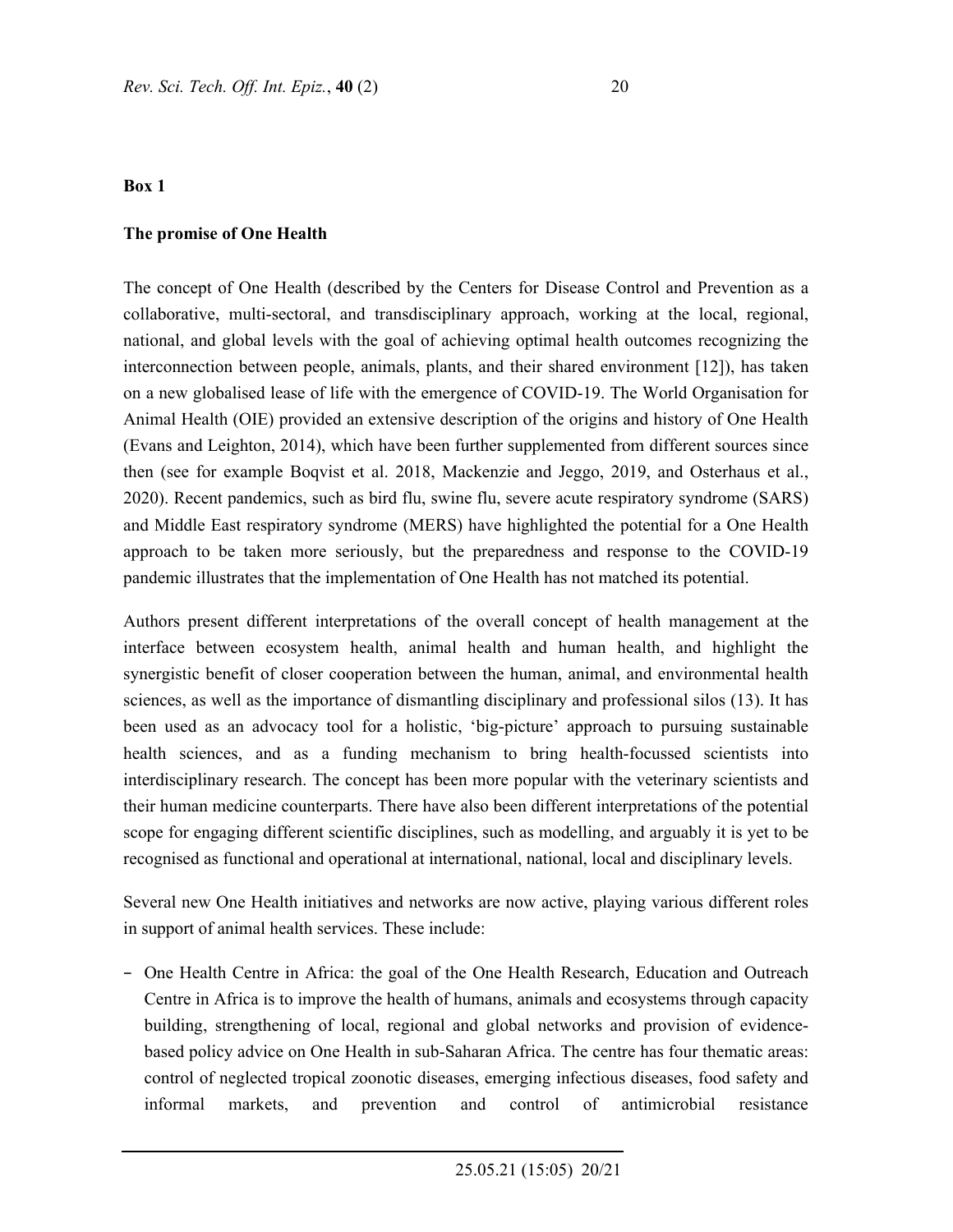**Box 1**

**The promise of One Health**

The concept of One Health (described by the Centers for Disease Control and Prevention as a collaborative, multi-sectoral, and transdisciplinary approach, working at the local, regional, national, and global levels with the goal of achieving optimal health outcomes recognizing the interconnection between people, animals, plants, and their shared environment [12]), has taken on a new globalised lease of life with the emergence of COVID-19. The World Organisation for Animal Health (OIE) provided an extensive description of the origins and history of One Health (Evans and Leighton, 2014), which have been further supplemented from different sources since then (see for example Boqvist et al. 2018, Mackenzie and Jeggo, 2019, and Osterhaus et al., 2020). Recent pandemics, such as bird flu, swine flu, severe acute respiratory syndrome (SARS) and Middle East respiratory syndrome (MERS) have highlighted the potential for a One Health approach to be taken more seriously, but the preparedness and response to the COVID-19 pandemic illustrates that the implementation of One Health has not matched its potential.

Authors present different interpretations of the overall concept of health management at the interface between ecosystem health, animal health and human health, and highlight the synergistic benefit of closer cooperation between the human, animal, and environmental health sciences, as well as the importance of dismantling disciplinary and professional silos (13). It has been used as an advocacy tool for a holistic, 'big-picture' approach to pursuing sustainable health sciences, and as a funding mechanism to bring health-focussed scientists into interdisciplinary research. The concept has been more popular with the veterinary scientists and their human medicine counterparts. There have also been different interpretations of the potential scope for engaging different scientific disciplines, such as modelling, and arguably it is yet to be recognised as functional and operational at international, national, local and disciplinary levels.

Several new One Health initiatives and networks are now active, playing various different roles in support of animal health services. These include:

- One Health Centre in Africa: the goal of the One Health Research, Education and Outreach Centre in Africa is to improve the health of humans, animals and ecosystems through capacity building, strengthening of local, regional and global networks and provision of evidence-based policy advice on One Health in sub-Saharan Africa. The centre has four thematic areas: control of neglected tropical zoonotic diseases, emerging infectious diseases, food safety and informal markets, and prevention and control of antimicrobial resistance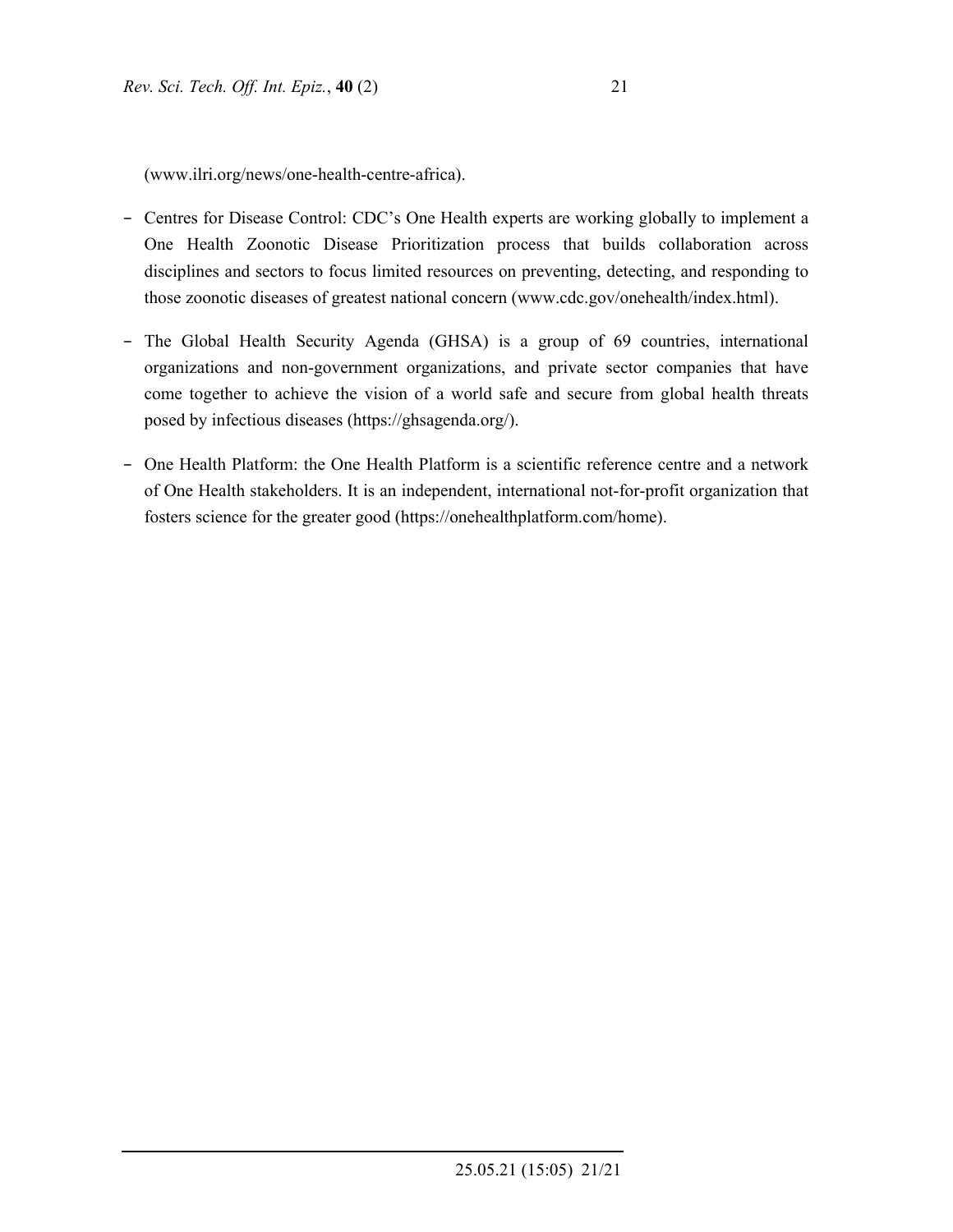(www.ilri.org/news/one-health-centre-africa).

- Centres for Disease Control: CDC's One Health experts are working globally to implement a One Health Zoonotic Disease Prioritization process that builds collaboration across disciplines and sectors to focus limited resources on preventing, detecting, and responding to those zoonotic diseases of greatest national concern (www.cdc.gov/onehealth/index.html).
- The Global Health Security Agenda (GHSA) is a group of 69 countries, international organizations and non-government organizations, and private sector companies that have come together to achieve the vision of a world safe and secure from global health threats posed by infectious diseases (https://ghsagenda.org/).
- One Health Platform: the One Health Platform is a scientific reference centre and a network of One Health stakeholders. It is an independent, international not-for-profit organization that fosters science for the greater good (https://onehealthplatform.com/home).